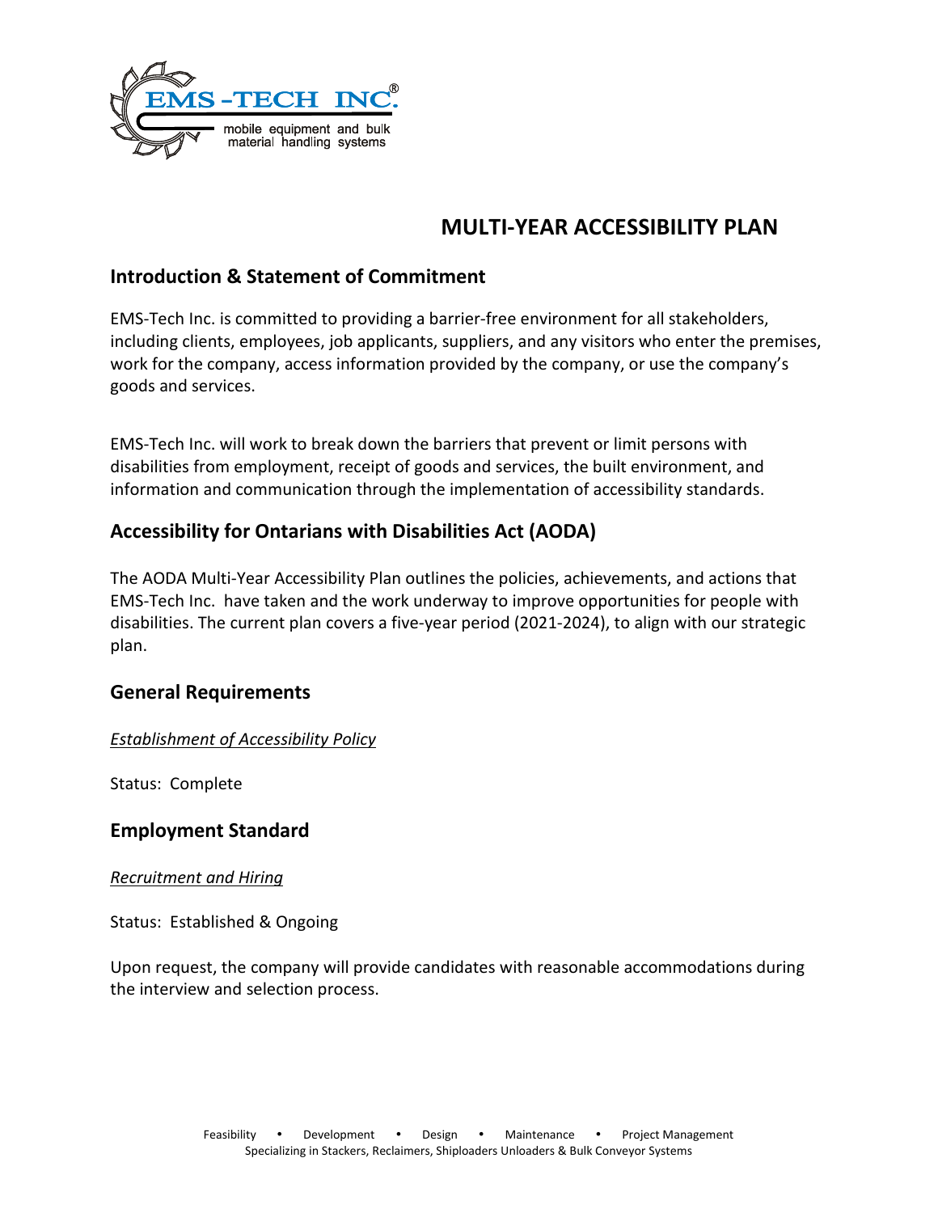# MULTI-YEAR ACCESSIBILITY PLAN

## Introduction & Statement of Commitment

EMS-Tech Inc. is committed to providing a barrier-free environment for all stakeholders, including clients, employees, job applicants, suppliers, and any visitors who enter the premises, work for the company, access information provided by the company, or use the company's goods and services.

EMS-Tech Inc. will work to break down the barriers that prevent or limit persons with disabilities from employment, receipt of goods and services, the built environment, and information and communication through the implementation of accessibility standards.

## Accessibility for Ontarians with Disabilities Act (AODA)

The AODA Multi-Year Accessibility Plan outlines the policies, achievements, and actions that EMS-Tech Inc. have taken and the work underway to improve opportunities for people with disabilities. The current plan covers a five-year period (2021-2024), to align with our strategic plan.

## General Requirements

*Establishment of Accessibility Policy*

Status: Complete

## Employment Standard

*Recruitment and Hiring*

Status: Established & Ongoing

Upon request, the company will provide candidates with reasonable accommodations during the interview and selection process.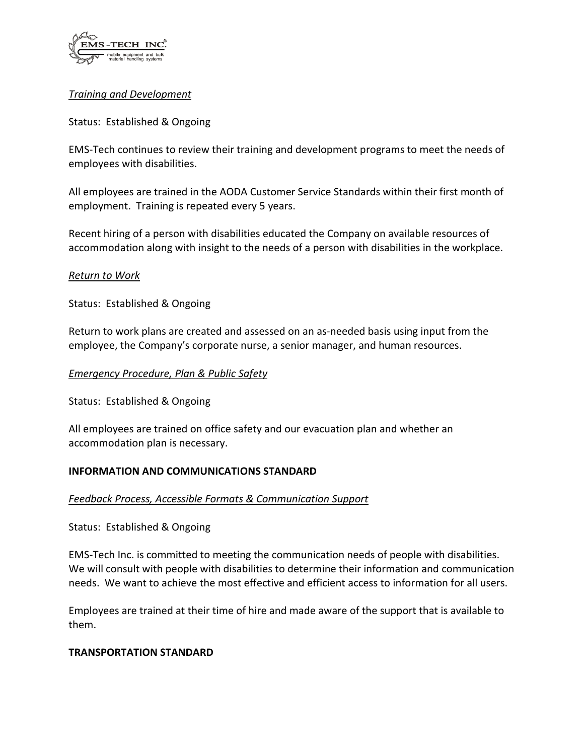*Training and Development*

Status: Established & Ongoing

EMS-Tech continues to review their training and development programs to meet the needs of employees with disabilities.

All employees are trained in the AODA Customer Service Standards within their first month of employment. Training is repeated every 5 years.

Recent hiring of a person with disabilities educated the Company on available resources of accommodation along with insight to the needs of a person with disabilities in the workplace.

*Return to Work*

Status: Established & Ongoing

Return to work plans are created and assessed on an as-needed basis using input from the employee, the Company's corporate nurse, a senior manager, and human resources.

*Emergency Procedure, Plan & Public Safety*

Status: Established & Ongoing

All employees are trained on office safety and our evacuation plan and whether an accommodation plan is necessary.

**INFORMATION AND COMMUNICATIONS STANDARD**

*Feedback Process, Accessible Formats & Communication Support*

Status: Established & Ongoing

EMS-Tech Inc. is committed to meeting the communication needs of people with disabilities. We will consult with people with disabilities to determine their information and communication needs. We want to achieve the most effective and efficient access to information for all users.

Employees are trained at their time of hire and made aware of the support that is available to them.

**TRANSPORTATION STANDARD**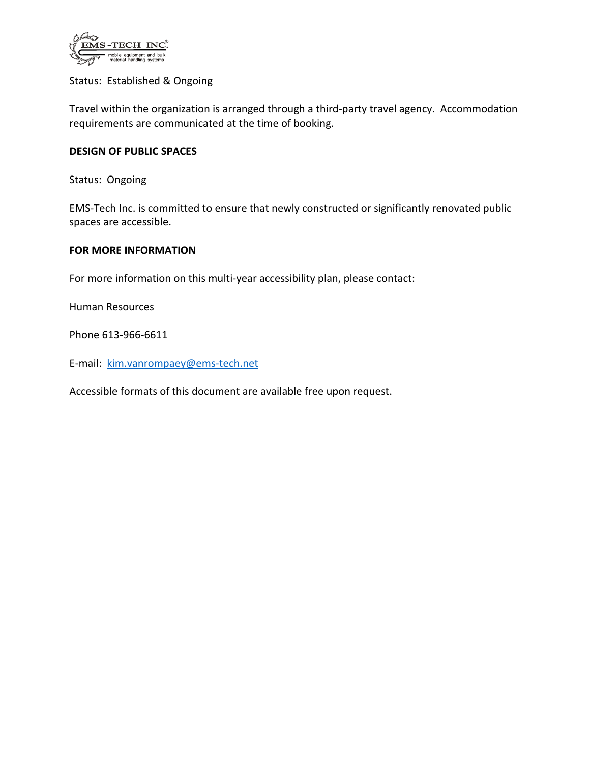Status: Established & Ongoing

Travel within the organization is arranged through a third-party travel agency. Accommodation requirements are communicated at the time of booking.

**DESIGN OF PUBLIC SPACES**

Status: Ongoing

EMS-Tech Inc. is committed to ensure that newly constructed or significantly renovated public spaces are accessible.

**FOR MORE INFORMATION**

For more information on this multi-year accessibility plan, please contact:

Human Resources

Phone 613-966-6611

E-mail: kim.vanrompaey@ems-tech.net

Accessible formats of this document are available free upon request.